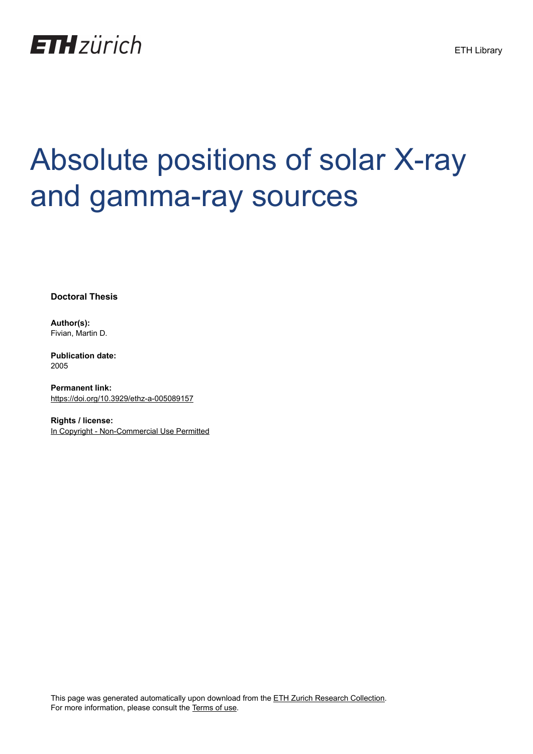ETH zürich

ETH Library

# Absolute positions of solar X-ray and gamma-ray sources

**Doctoral Thesis**

**Author(s):**
Fivian, Martin D.

**Publication date:**
2005

**Permanent link:**
https://doi.org/10.3929/ethz-a-005089157

**Rights / license:**
In Copyright - Non-Commercial Use Permitted

This page was generated automatically upon download from the ETH Zurich Research Collection.
For more information, please consult the Terms of use.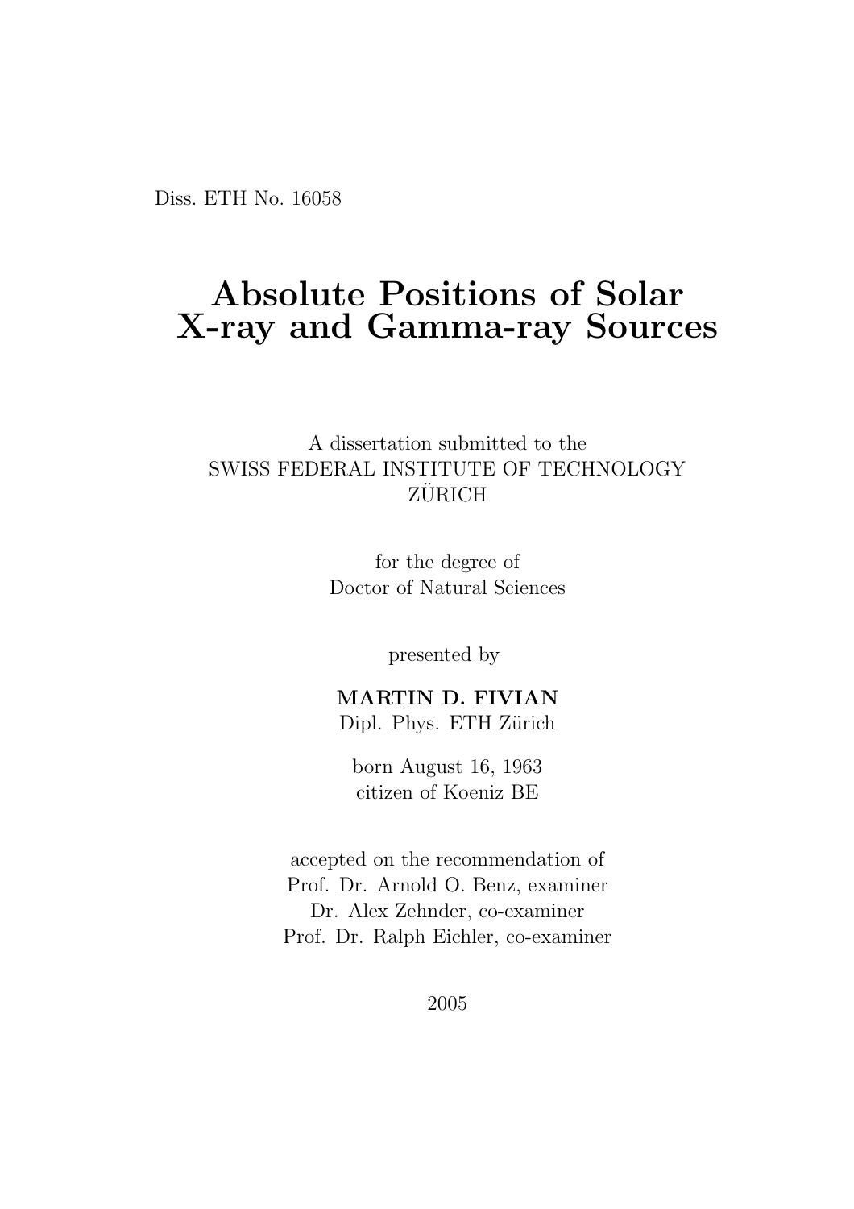Diss. ETH No. 16058

# Absolute Positions of Solar X-ray and Gamma-ray Sources

A dissertation submitted to the
SWISS FEDERAL INSTITUTE OF TECHNOLOGY
ZÜRICH

for the degree of
Doctor of Natural Sciences

presented by

**MARTIN D. FIVIAN**
Dipl. Phys. ETH Zürich

born August 16, 1963
citizen of Koeniz BE

accepted on the recommendation of
Prof. Dr. Arnold O. Benz, examiner
Dr. Alex Zehnder, co-examiner
Prof. Dr. Ralph Eichler, co-examiner

2005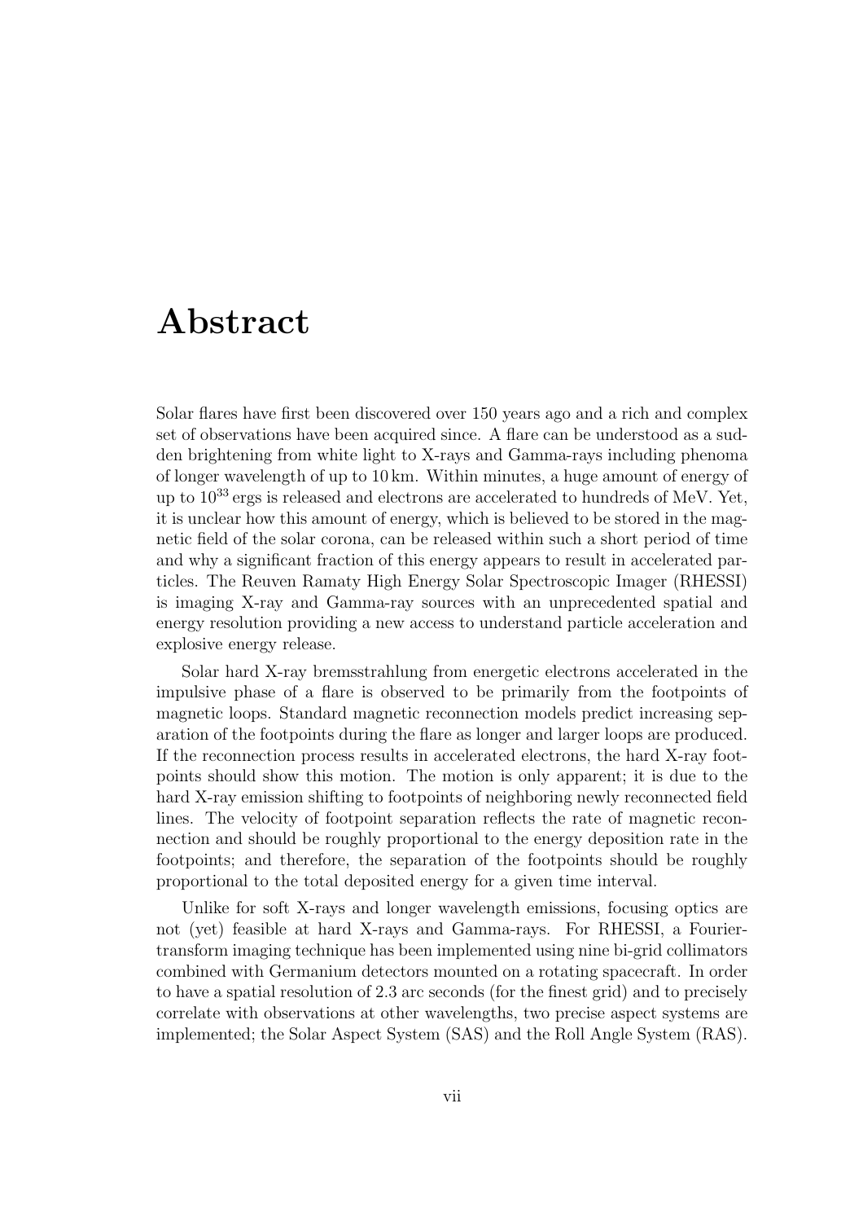# Abstract

Solar flares have first been discovered over 150 years ago and a rich and complex set of observations have been acquired since. A flare can be understood as a sudden brightening from white light to X-rays and Gamma-rays including phenoma of longer wavelength of up to 10 km. Within minutes, a huge amount of energy of up to $10^{33}$ ergs is released and electrons are accelerated to hundreds of MeV. Yet, it is unclear how this amount of energy, which is believed to be stored in the magnetic field of the solar corona, can be released within such a short period of time and why a significant fraction of this energy appears to result in accelerated particles. The Reuven Ramaty High Energy Solar Spectroscopic Imager (RHESSI) is imaging X-ray and Gamma-ray sources with an unprecedented spatial and energy resolution providing a new access to understand particle acceleration and explosive energy release.

Solar hard X-ray bremsstrahlung from energetic electrons accelerated in the impulsive phase of a flare is observed to be primarily from the footpoints of magnetic loops. Standard magnetic reconnection models predict increasing separation of the footpoints during the flare as longer and larger loops are produced. If the reconnection process results in accelerated electrons, the hard X-ray footpoints should show this motion. The motion is only apparent; it is due to the hard X-ray emission shifting to footpoints of neighboring newly reconnected field lines. The velocity of footpoint separation reflects the rate of magnetic reconnection and should be roughly proportional to the energy deposition rate in the footpoints; and therefore, the separation of the footpoints should be roughly proportional to the total deposited energy for a given time interval.

Unlike for soft X-rays and longer wavelength emissions, focusing optics are not (yet) feasible at hard X-rays and Gamma-rays. For RHESSI, a Fourier-transform imaging technique has been implemented using nine bi-grid collimators combined with Germanium detectors mounted on a rotating spacecraft. In order to have a spatial resolution of 2.3 arc seconds (for the finest grid) and to precisely correlate with observations at other wavelengths, two precise aspect systems are implemented; the Solar Aspect System (SAS) and the Roll Angle System (RAS).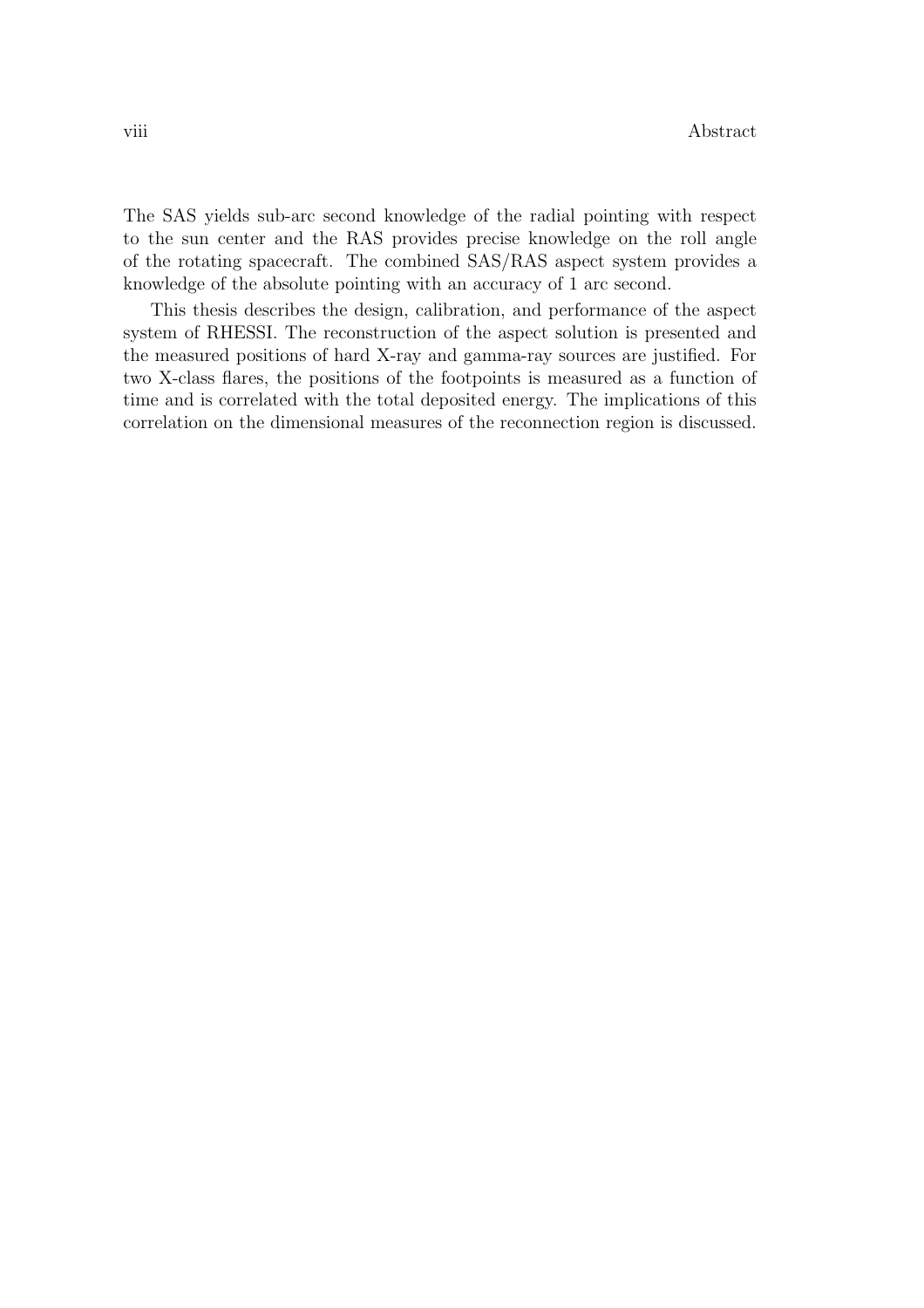The SAS yields sub-arc second knowledge of the radial pointing with respect to the sun center and the RAS provides precise knowledge on the roll angle of the rotating spacecraft. The combined SAS/RAS aspect system provides a knowledge of the absolute pointing with an accuracy of 1 arc second.

This thesis describes the design, calibration, and performance of the aspect system of RHESSI. The reconstruction of the aspect solution is presented and the measured positions of hard X-ray and gamma-ray sources are justified. For two X-class flares, the positions of the footpoints is measured as a function of time and is correlated with the total deposited energy. The implications of this correlation on the dimensional measures of the reconnection region is discussed.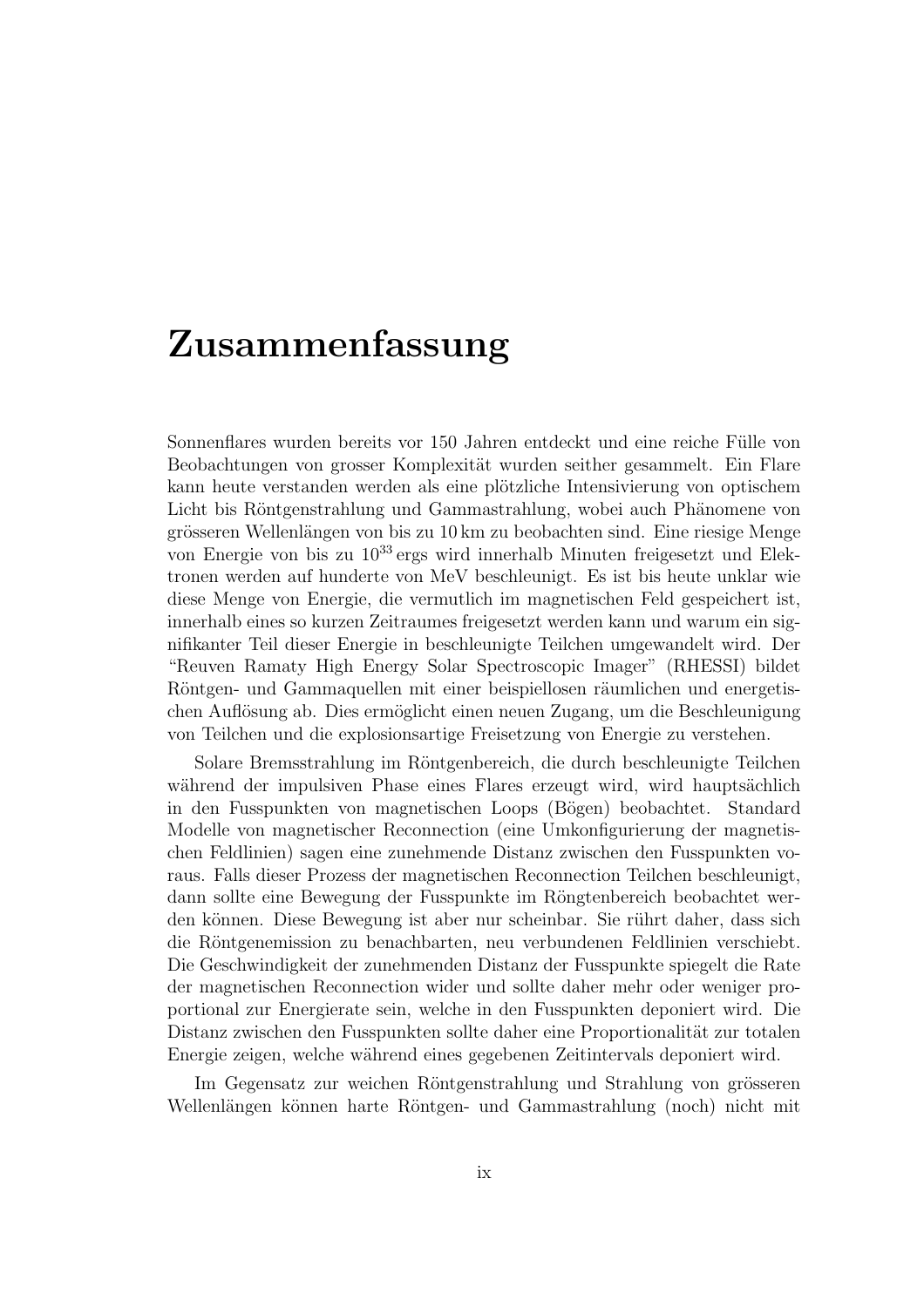# Zusammenfassung

Sonnenflares wurden bereits vor 150 Jahren entdeckt und eine reiche Fülle von Beobachtungen von grosser Komplexität wurden seither gesammelt. Ein Flare kann heute verstanden werden als eine plötzliche Intensivierung von optischem Licht bis Röntgenstrahlung und Gammastrahlung, wobei auch Phänomene von grösseren Wellenlängen von bis zu 10 km zu beobachten sind. Eine riesige Menge von Energie von bis zu $10^{33}$ ergs wird innerhalb Minuten freigesetzt und Elektronen werden auf hunderte von MeV beschleunigt. Es ist bis heute unklar wie diese Menge von Energie, die vermutlich im magnetischen Feld gespeichert ist, innerhalb eines so kurzen Zeitraumes freigesetzt werden kann und warum ein signifikanter Teil dieser Energie in beschleunigte Teilchen umgewandelt wird. Der "Reuven Ramaty High Energy Solar Spectroscopic Imager" (RHESSI) bildet Röntgen- und Gammaquellen mit einer beispiellosen räumlichen und energetischen Auflösung ab. Dies ermöglicht einen neuen Zugang, um die Beschleunigung von Teilchen und die explosionsartige Freisetzung von Energie zu verstehen.

Solare Bremsstrahlung im Röntgenbereich, die durch beschleunigte Teilchen während der impulsiven Phase eines Flares erzeugt wird, wird hauptsächlich in den Fusspunkten von magnetischen Loops (Bögen) beobachtet. Standard Modelle von magnetischer Reconnection (eine Umkonfigurierung der magnetischen Feldlinien) sagen eine zunehmende Distanz zwischen den Fusspunkten voraus. Falls dieser Prozess der magnetischen Reconnection Teilchen beschleunigt, dann sollte eine Bewegung der Fusspunkte im Röngtenbereich beobachtet werden können. Diese Bewegung ist aber nur scheinbar. Sie rührt daher, dass sich die Röntgenemission zu benachbarten, neu verbundenen Feldlinien verschiebt. Die Geschwindigkeit der zunehmenden Distanz der Fusspunkte spiegelt die Rate der magnetischen Reconnection wider und sollte daher mehr oder weniger proportional zur Energierate sein, welche in den Fusspunkten deponiert wird. Die Distanz zwischen den Fusspunkten sollte daher eine Proportionalität zur totalen Energie zeigen, welche während eines gegebenen Zeitintervals deponiert wird.

Im Gegensatz zur weichen Röntgenstrahlung und Strahlung von grösseren Wellenlängen können harte Röntgen- und Gammastrahlung (noch) nicht mit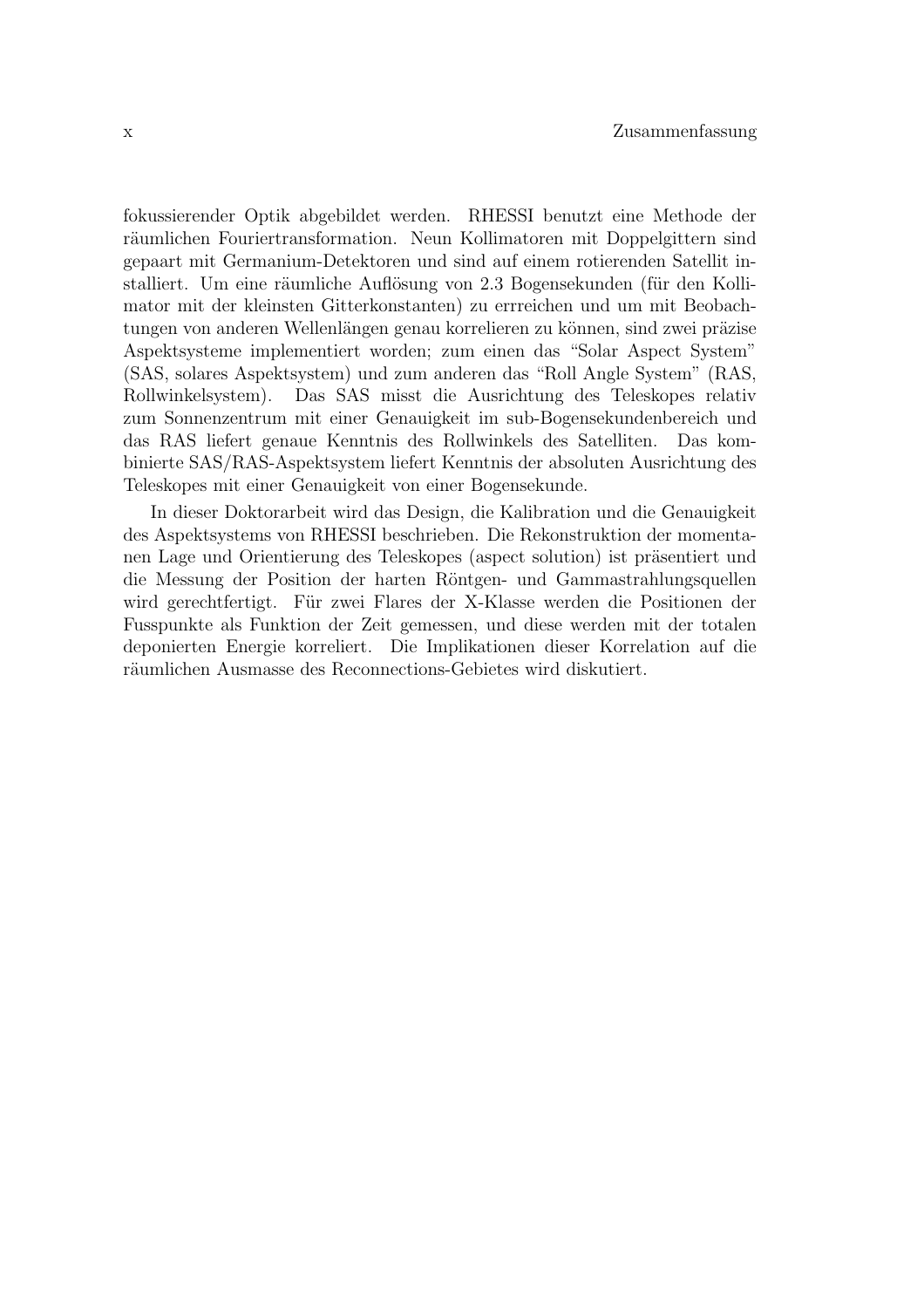fokussierender Optik abgebildet werden. RHESSI benutzt eine Methode der räumlichen Fouriertransformation. Neun Kollimatoren mit Doppelgittern sind gepaart mit Germanium-Detektoren und sind auf einem rotierenden Satellit installiert. Um eine räumliche Auflösung von 2.3 Bogensekunden (für den Kollimator mit der kleinsten Gitterkonstanten) zu errreichen und um mit Beobachtungen von anderen Wellenlängen genau korrelieren zu können, sind zwei präzise Aspektsysteme implementiert worden; zum einen das "Solar Aspect System" (SAS, solares Aspektsystem) und zum anderen das "Roll Angle System" (RAS, Rollwinkelsystem). Das SAS misst die Ausrichtung des Teleskopes relativ zum Sonnenzentrum mit einer Genauigkeit im sub-Bogensekundenbereich und das RAS liefert genaue Kenntnis des Rollwinkels des Satelliten. Das kombinierte SAS/RAS-Aspektsystem liefert Kenntnis der absoluten Ausrichtung des Teleskopes mit einer Genauigkeit von einer Bogensekunde.

In dieser Doktorarbeit wird das Design, die Kalibration und die Genauigkeit des Aspektsystems von RHESSI beschrieben. Die Rekonstruktion der momentanen Lage und Orientierung des Teleskopes (aspect solution) ist präsentiert und die Messung der Position der harten Röntgen- und Gammastrahlungsquellen wird gerechtfertigt. Für zwei Flares der X-Klasse werden die Positionen der Fusspunkte als Funktion der Zeit gemessen, und diese werden mit der totalen deponierten Energie korreliert. Die Implikationen dieser Korrelation auf die räumlichen Ausmasse des Reconnections-Gebietes wird diskutiert.